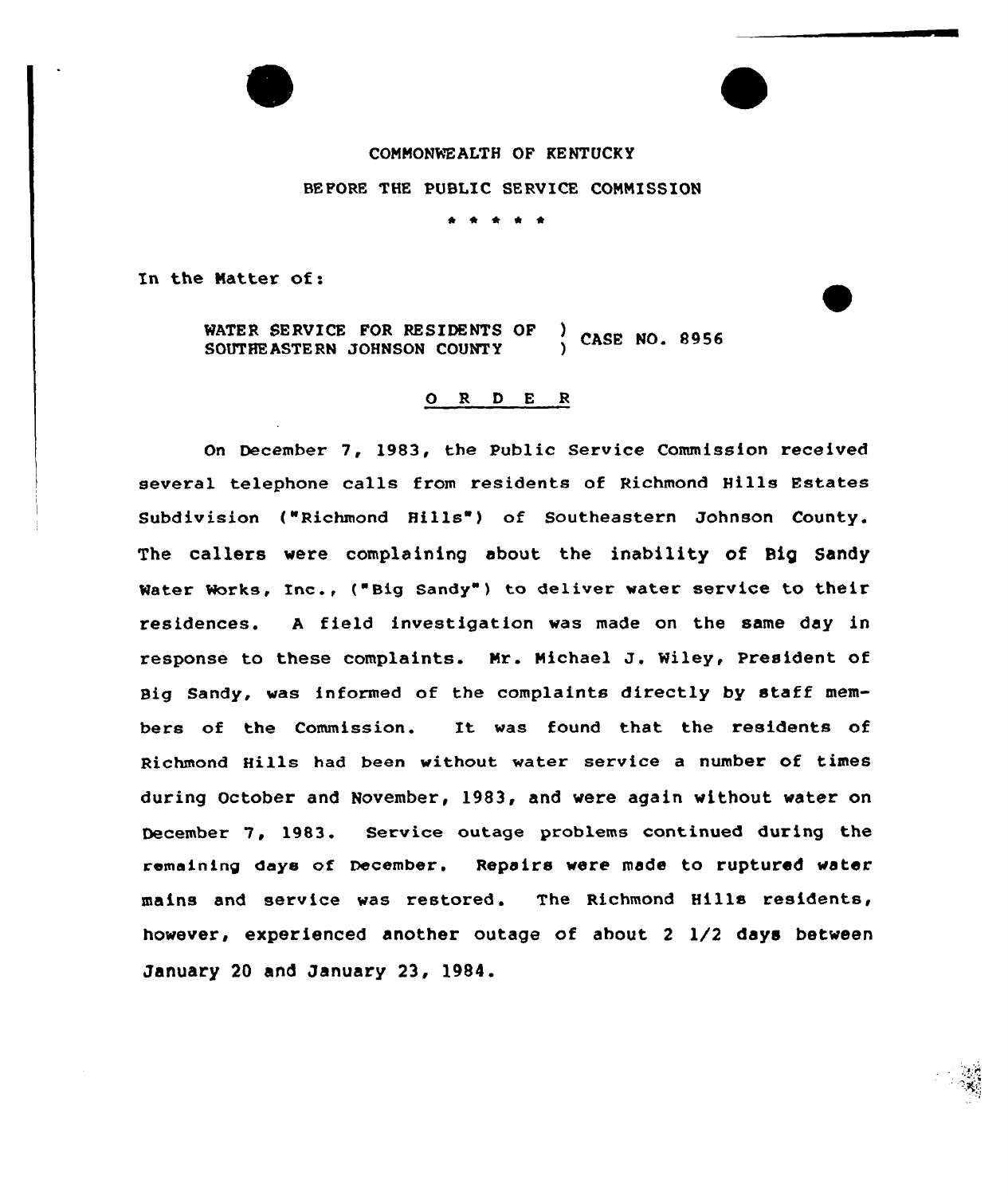COMMONWEALTH OF KENTUCKY

BEFORE THE PUBLIC SERVICE COMMISSION

\* \* \* \* \*

In the Matter of:

WATER SERVICE FOR RESIDENTS OF SOUTHEASTERN JOHNSON COUNTY ) CASE NO. 8956

## O R D E R

On December 7, 1983, the Public Service Commission received several telephone calls from residents of Richmond Hills Estates Subdivision ("Richmond Hills") of Southeastern Johnson County. The callers were complaining about the inability of Big Sandy Water Works, Inc., ("Big Sandy") to deliver water service to their residences. A field investigation was made on the same day in response to these complaints. Mr. Michael J. Wiley, President of Big Sandy, was informed of the complaints directly by staff members of the Commission. It was found that the residents of Richmond Hills had been without water service a number of times during October and November, 1983, and were again without water on December 7, 1983. Service outage problems continued during the remaining days of December. Repairs were made to ruptured water mains and service was restored. The Richmond Hills residents, however, experienced another outage of about 2 1/2 days between January 20 and January 23, 1984.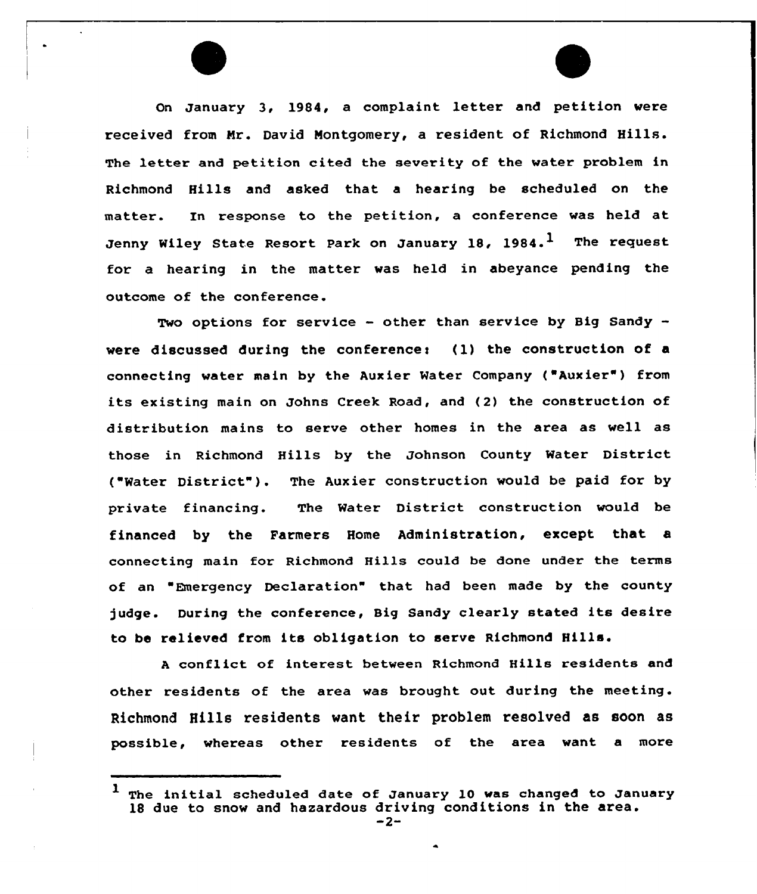On January 3, 1984, a complaint letter and petition were received from Mr. David Montgomery, a resident of Richmond Hills. The letter and petition cited the severity of the water problem in Richmond Hills and asked that a hearing be scheduled on the matter. In response to the petition, a conference was held at Jenny Wiley State Resort Park on January 18, 1984.[1] The request for a hearing in the matter was held in abeyance pending the outcome of the conference.

Two options for service - other than service by Big Sandy - were discussed during the conference: (1) the construction of a connecting water main by the Auxier Water Company ("Auxier") from its existing main on Johns Creek Road, and (2) the construction of distribution mains to serve other homes in the area as well as those in Richmond Hills by the Johnson County Water District ("Water District"). The Auxier construction would be paid for by private financing. The Water District construction would be financed by the Farmers Home Administration, except that a connecting main for Richmond Hills could be done under the terms of an "Emergency Declaration" that had been made by the county judge. During the conference, Big Sandy clearly stated its desire to be relieved from its obligation to serve Richmond Hills.

A conflict of interest between Richmond Hills residents and other residents of the area was brought out during the meeting. Richmond Hills residents want their problem resolved as soon as possible, whereas other residents of the area want a more

[1] The initial scheduled date of January 10 was changed to January 18 due to snow and hazardous driving conditions in the area.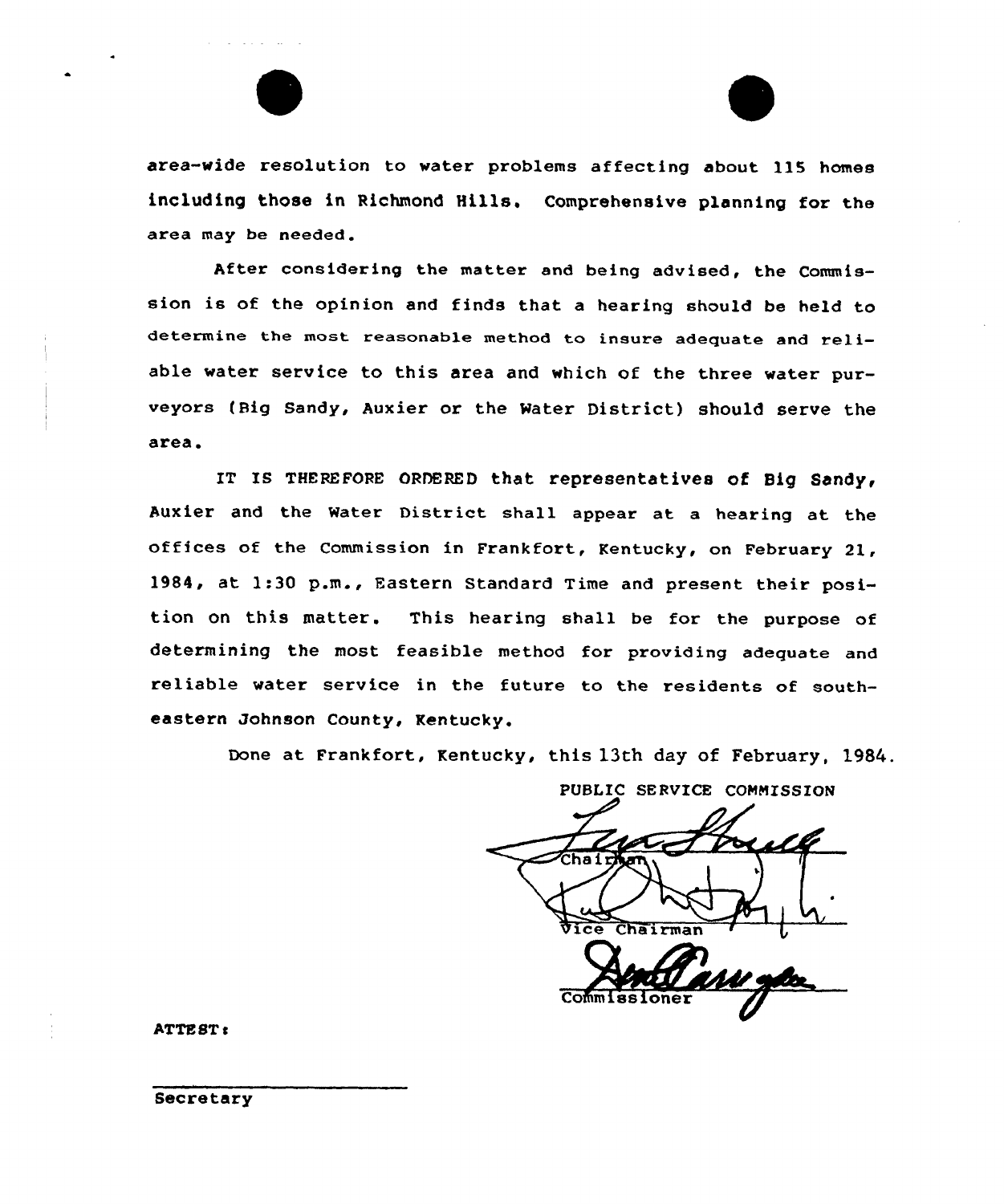area-wide resolution to water problems affecting about 115 homes including those in Richmond Hills. Comprehensive planning for the area may be needed.

After considering the matter and being advised, the Commission is of the opinion and finds that a hearing should be held to determine the most reasonable method to insure adequate and reliable water service to this area and which of the three water purveyors (Big Sandy, Auxier or the Water District) should serve the area.

IT IS THEREFORE ORDERED that representatives of Big Sandy, Auxier and the Water District shall appear at a hearing at the offices of the Commission in Frankfort, Kentucky, on February 21, 1984, at 1:30 p.m., Eastern Standard Time and present their position on this matter. This hearing shall be for the purpose of determining the most feasible method for providing adequate and reliable water service in the future to the residents of southeastern Johnson County, Kentucky.

Done at Frankfort, Kentucky, this 13th day of February, 1984.

PUBLIC SERVICE COMMISSION

Chairman

Vice Chairman

Commissioner

ATTEST:

Secretary